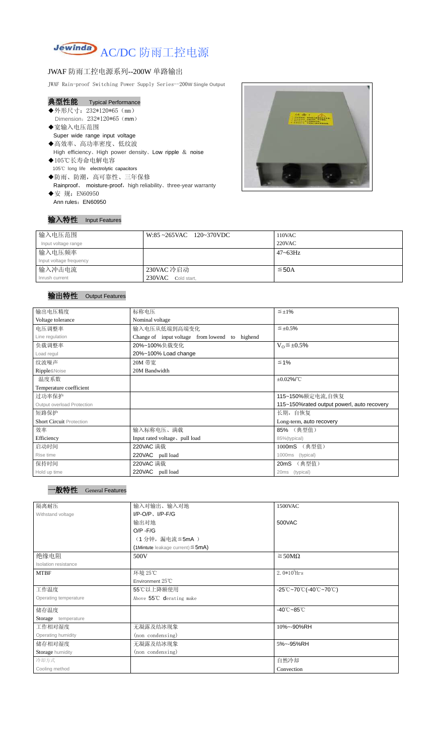# Jewinda AC/DC 防雨工控电源

## JWAF 防雨工控电源系列--200W 单路输出

JWAF Rain-proof Switching Power Supply Series—200W Single Output

### 典型性能 Typical Performance

- ◆外形尺寸：232*120*65（mm）
  Dimension：232*120*65（mm）
- ◆宽输入电压范围
  Super wide range input voltage
- ◆高效率、高功率密度、低纹波
  High efficiency、High power density、Low ripple & noise
- ◆105℃长寿命电解电容
  105℃ long life electrolytic capacitors
- ◆防雨、防潮，高可靠性、三年保修
  Rainproof、 moisture-proof，high reliability、three-year warranty
- ◆安 规：EN60950
  Ann rules：EN60950

### 输入特性 Input Features

| 输入电压范围<br>Input voltage range | W:85 ~265VAC 120~370VDC | 110VAC<br>220VAC |
|---|---|---|
| 输入电压频率<br>Input voltage frequency | | 47~63Hz |
| 输入冲击电流<br>Inrush current | 230VAC 冷启动<br>230VAC Cold start, | ≦50A |

### 输出特性 Output Features

| 输出电压精度<br>Voltage tolerance | 标称电压<br>Nominal voltage | ≦±1% |
|---|---|---|
| 电压调整率<br>Line regulation | 输入电压从低端到高端变化<br>Change of input voltage from lowend to highend | ≦±0.5% |
| 负载调整率<br>Load regul | 20%~100%负载变化<br>20%~100% Load change | $V_O$≦±0.5% |
| 纹波噪声<br>Ripple&Noise | 20M 带宽<br>20M Bandwidth | ≦1% |
| 温度系数<br>Temperature coefficient | | ±0.02%/℃ |
| 过功率保护<br>Output overload Protection | | 115~150%额定电流,自恢复<br>115~150%rated output powerl, auto recovery |
| 短路保护<br>Short Circuit Protection | | 长期，自恢复<br>Long-term, auto recovery |
| 效率<br>Efficiency | 输入标称电压、满载<br>Input rated voltage、pull load | 85% （典型值）<br>85%(typical) |
| 启动时间<br>Rise time | 220VAC 满载<br>220VAC pull load | 1000mS （典型值）<br>1000ms (typical) |
| 保持时间<br>Hold up time | 220VAC 满载<br>220VAC pull load | 20mS （典型值）<br>20ms (typical) |

### 一般特性 General Features

| 隔离耐压<br>Withstand voltage | 输入对输出、输入对地<br>I/P-O/P、I/P-F/G<br>输出对地<br>O/P -F/G<br>（1 分钟，漏电流≦5mA ）<br>(1Mintute leakage current)≦5mA) | 1500VAC<br><br>500VAC |
|---|---|---|
| 绝缘电阻<br>Isolation resistance | 500V | ≧50MΩ |
| MTBF | 环境 25℃<br>Environment 25℃ | $2.0*10^5$Hrs |
| 工作温度<br>Operating temperature | 55℃以上降额使用<br>Above 55℃ derating make | -25℃~70℃(-40℃~70℃) |
| 储存温度<br>Storage temperature | | -40℃~85℃ |
| 工作相对湿度<br>Operating humidity | 无凝露及结冰现象<br>(non condensing) | 10%~-90%RH |
| 储存相对湿度<br>Storage humidity | 无凝露及结冰现象<br>(non condensing) | 5%~-95%RH |
| 冷却方式<br>Cooling method | | 自然冷却<br>Convection |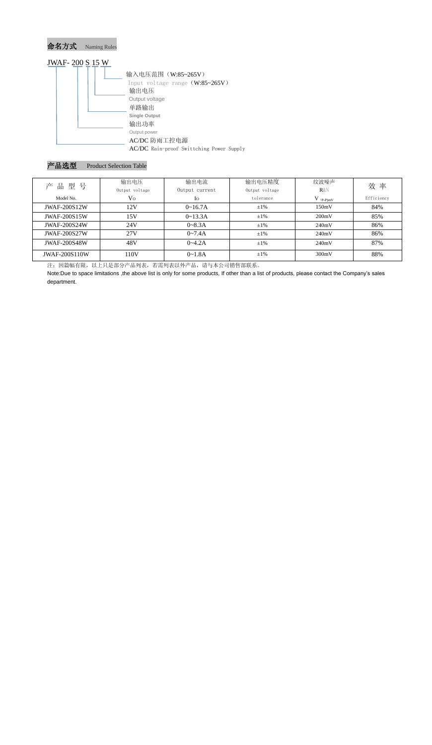## 命名方式 Naming Rules

JWAF- 200 S 15 W

- 输入电压范围（W:85~265V）
  Input voltage range（W:85~265V）
- 输出电压
  Output voltage
- 单路输出
  **Single Output**
- 输出功率
  Output power
- AC/DC 防雨工控电源
  AC/DC Rain-proof Swittching Power Supply

## 产品选型 Product Selection Table

| 产 品 型 号 Model No. | 输出电压 Output voltage Vo | 输出电流 Output current Io | 输出电压精度 Output voltage tolerance | 纹波噪声 R&N V (P-P)mV | 效 率 Efficiency |
|---|---|---|---|---|---|
| JWAF-200S12W | 12V | 0~16.7A | ±1% | 150mV | 84% |
| JWAF-200S15W | 15V | 0~13.3A | ±1% | 200mV | 85% |
| JWAF-200S24W | 24V | 0~8.3A | ±1% | 240mV | 86% |
| JWAF-200S27W | 27V | 0~7.4A | ±1% | 240mV | 86% |
| JWAF-200S48W | 48V | 0~4.2A | ±1% | 240mV | 87% |
| JWAF-200S110W | 110V | 0~1.8A | ±1% | 300mV | 88% |

注：因篇幅有限，以上只是部分产品列表，若需列表以外产品，请与本公司销售部联系。

Note:Due to space limitations ,the above list is only for some products, If other than a list of products, please contact the Company's sales department.